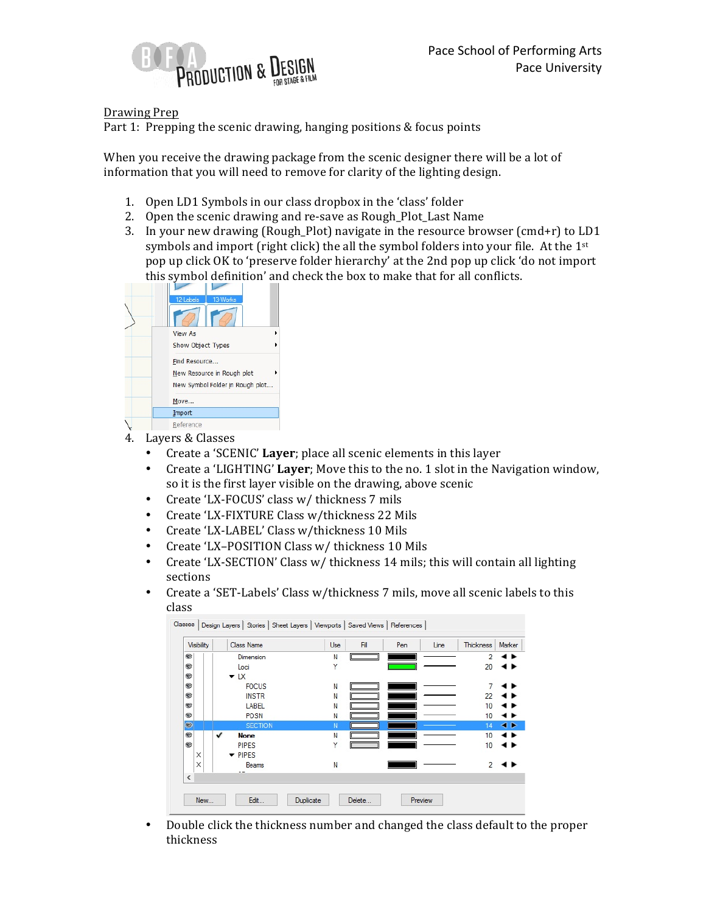Pace School of Performing Arts
Pace University

Drawing Prep

Part 1: Prepping the scenic drawing, hanging positions & focus points

When you receive the drawing package from the scenic designer there will be a lot of information that you will need to remove for clarity of the lighting design.

1. Open LD1 Symbols in our class dropbox in the 'class' folder
2. Open the scenic drawing and re-save as Rough_Plot_Last Name
3. In your new drawing (Rough_Plot) navigate in the resource browser (cmd+r) to LD1 symbols and import (right click) the all the symbol folders into your file. At the 1st pop up click OK to 'preserve folder hierarchy' at the 2nd pop up click 'do not import this symbol definition' and check the box to make that for all conflicts.
4. Layers & Classes
   - Create a 'SCENIC' **Layer**; place all scenic elements in this layer
   - Create a 'LIGHTING' **Layer**; Move this to the no. 1 slot in the Navigation window, so it is the first layer visible on the drawing, above scenic
   - Create 'LX-FOCUS' class w/ thickness 7 mils
   - Create 'LX-FIXTURE Class w/thickness 22 Mils
   - Create 'LX-LABEL' Class w/thickness 10 Mils
   - Create 'LX–POSITION Class w/ thickness 10 Mils
   - Create 'LX-SECTION' Class w/ thickness 14 mils; this will contain all lighting sections
   - Create a 'SET-Labels' Class w/thickness 7 mils, move all scenic labels to this class
   - Double click the thickness number and changed the class default to the proper thickness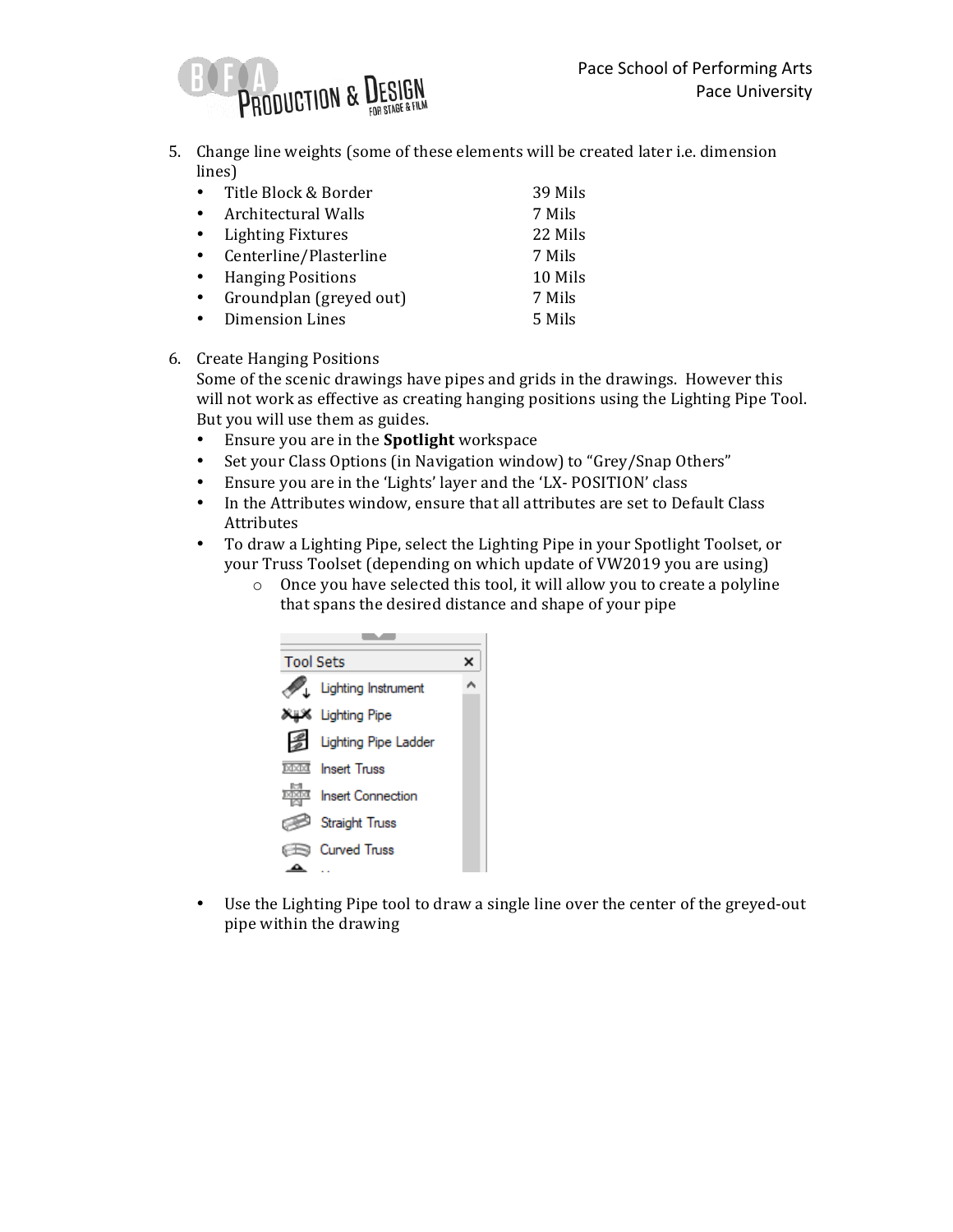5. Change line weights (some of these elements will be created later i.e. dimension lines)
   - Title Block & Border 39 Mils
   - Architectural Walls 7 Mils
   - Lighting Fixtures 22 Mils
   - Centerline/Plasterline 7 Mils
   - Hanging Positions 10 Mils
   - Groundplan (greyed out) 7 Mils
   - Dimension Lines 5 Mils

6. Create Hanging Positions
   Some of the scenic drawings have pipes and grids in the drawings. However this will not work as effective as creating hanging positions using the Lighting Pipe Tool. But you will use them as guides.
   - Ensure you are in the **Spotlight** workspace
   - Set your Class Options (in Navigation window) to "Grey/Snap Others"
   - Ensure you are in the 'Lights' layer and the 'LX- POSITION' class
   - In the Attributes window, ensure that all attributes are set to Default Class Attributes
   - To draw a Lighting Pipe, select the Lighting Pipe in your Spotlight Toolset, or your Truss Toolset (depending on which update of VW2019 you are using)
     - Once you have selected this tool, it will allow you to create a polyline that spans the desired distance and shape of your pipe

   Tool Sets
   - Lighting Instrument
   - Lighting Pipe
   - Lighting Pipe Ladder
   - Insert Truss
   - Insert Connection
   - Straight Truss
   - Curved Truss

   - Use the Lighting Pipe tool to draw a single line over the center of the greyed-out pipe within the drawing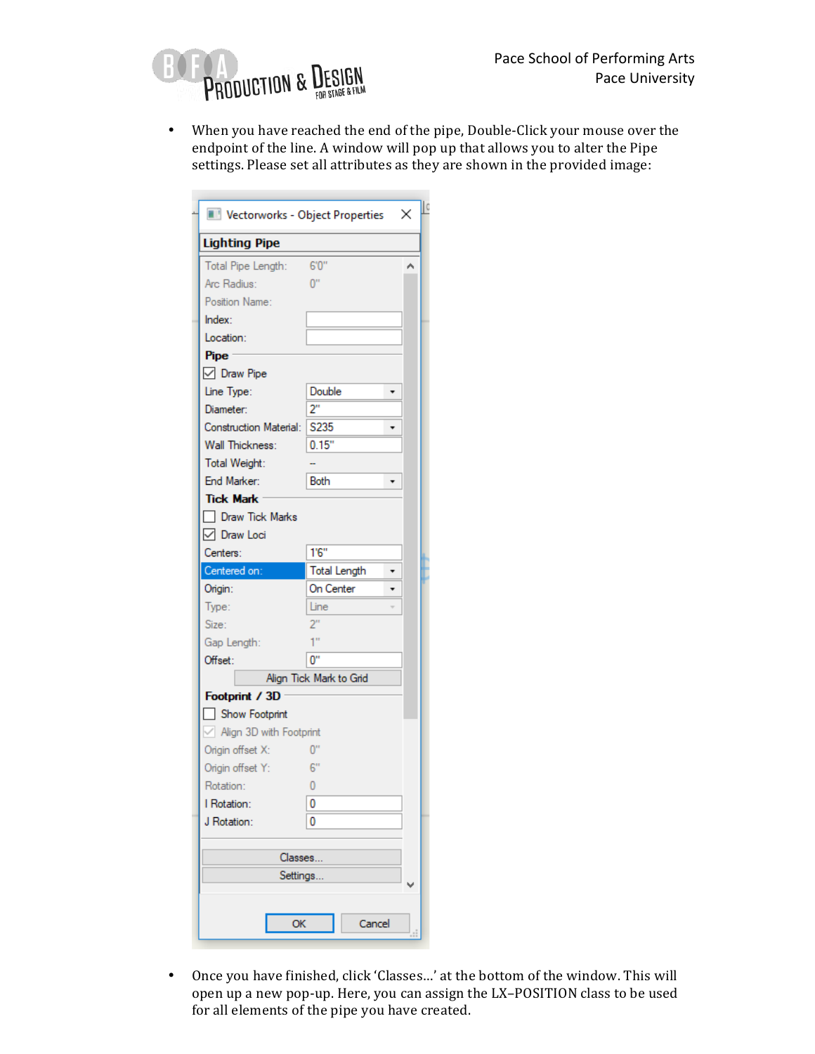- When you have reached the end of the pipe, Double-Click your mouse over the endpoint of the line. A window will pop up that allows you to alter the Pipe settings. Please set all attributes as they are shown in the provided image:

- Once you have finished, click 'Classes...' at the bottom of the window. This will open up a new pop-up. Here, you can assign the LX–POSITION class to be used for all elements of the pipe you have created.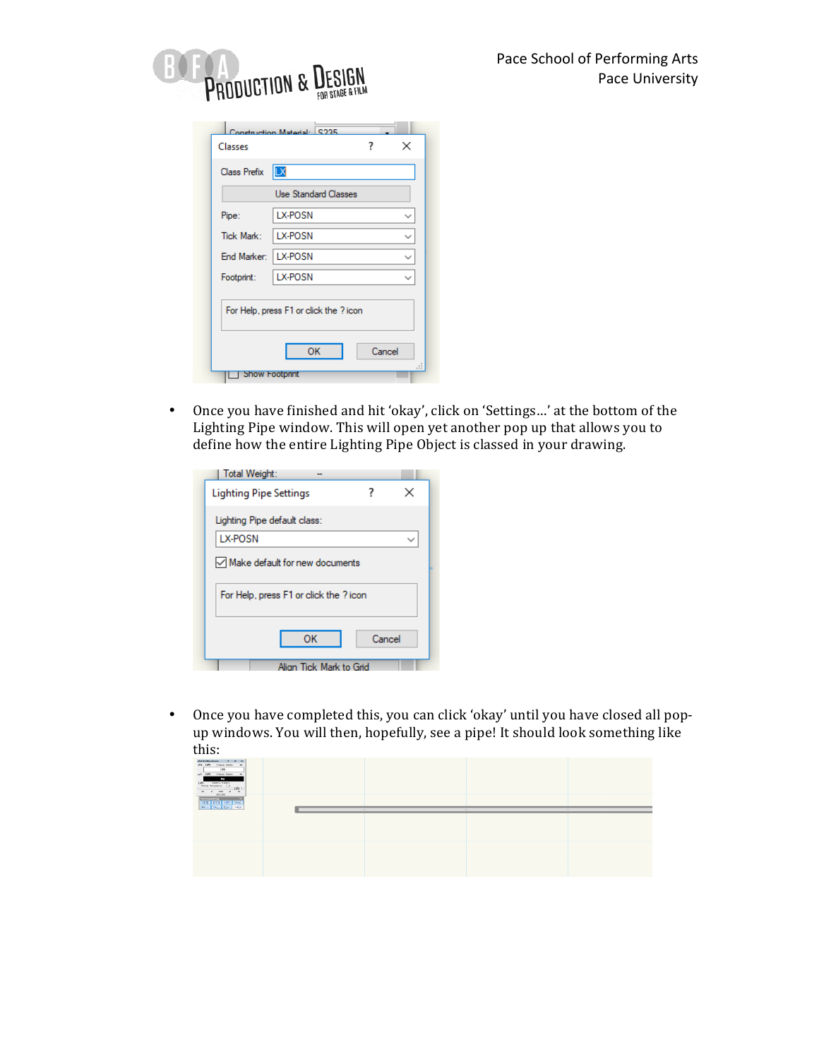- Once you have finished and hit 'okay', click on 'Settings…' at the bottom of the Lighting Pipe window. This will open yet another pop up that allows you to define how the entire Lighting Pipe Object is classed in your drawing.

- Once you have completed this, you can click 'okay' until you have closed all pop-up windows. You will then, hopefully, see a pipe! It should look something like this: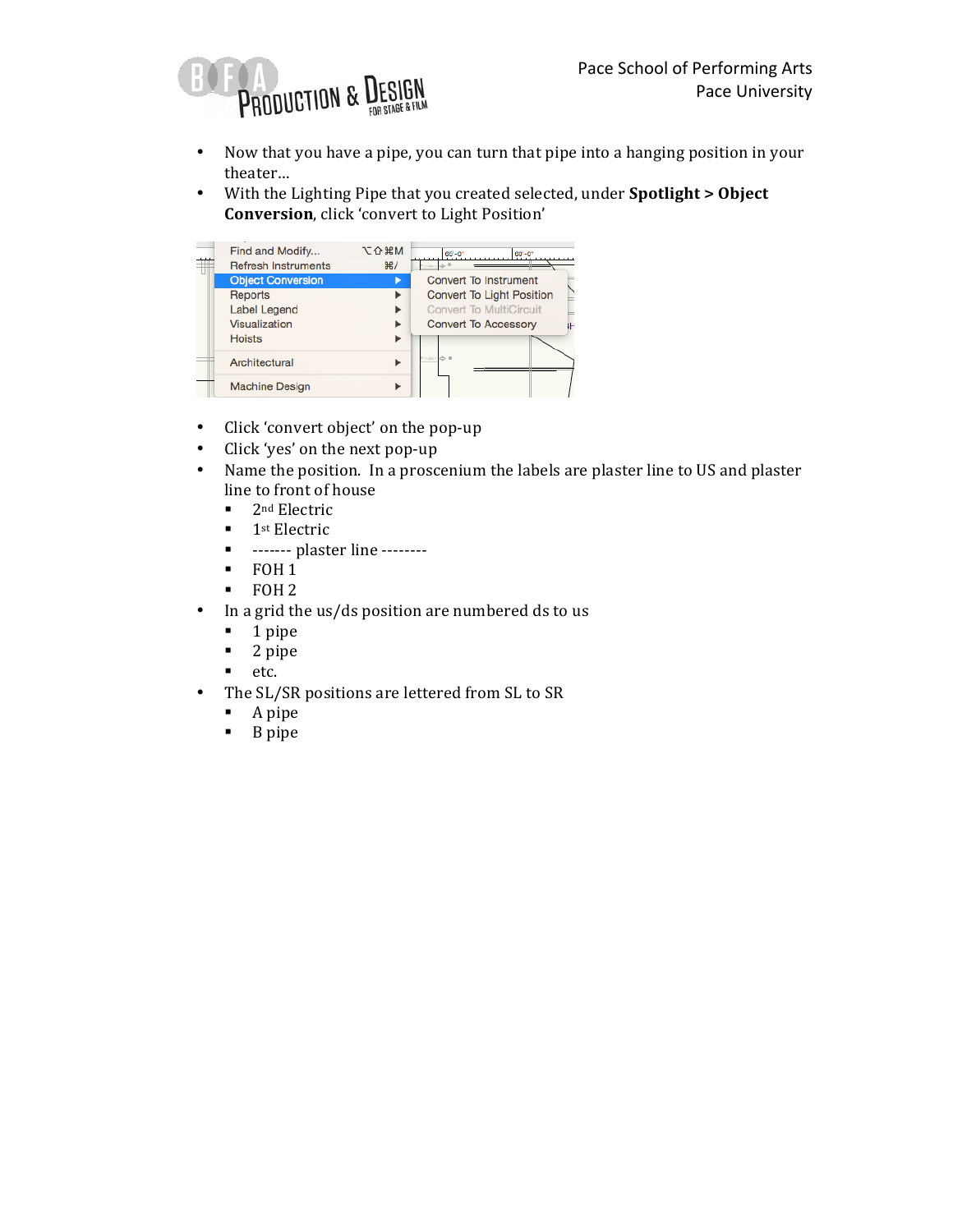- Now that you have a pipe, you can turn that pipe into a hanging position in your theater…
- With the Lighting Pipe that you created selected, under **Spotlight > Object Conversion**, click 'convert to Light Position'

- Click 'convert object' on the pop-up
- Click 'yes' on the next pop-up
- Name the position. In a proscenium the labels are plaster line to US and plaster line to front of house
  - 2nd Electric
  - 1st Electric
  - ------- plaster line --------
  - FOH 1
  - FOH 2
- In a grid the us/ds position are numbered ds to us
  - 1 pipe
  - 2 pipe
  - etc.
- The SL/SR positions are lettered from SL to SR
  - A pipe
  - B pipe